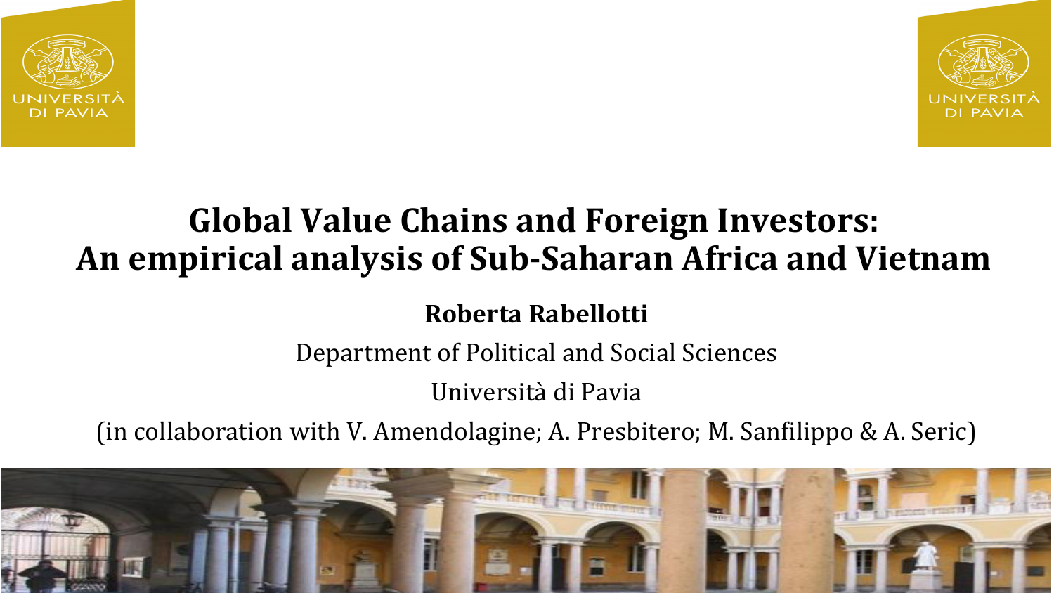# Global Value Chains and Foreign Investors: An empirical analysis of Sub-Saharan Africa and Vietnam

**Roberta Rabellotti**

Department of Political and Social Sciences

Università di Pavia

(in collaboration with V. Amendolagine; A. Presbitero; M. Sanfilippo & A. Seric)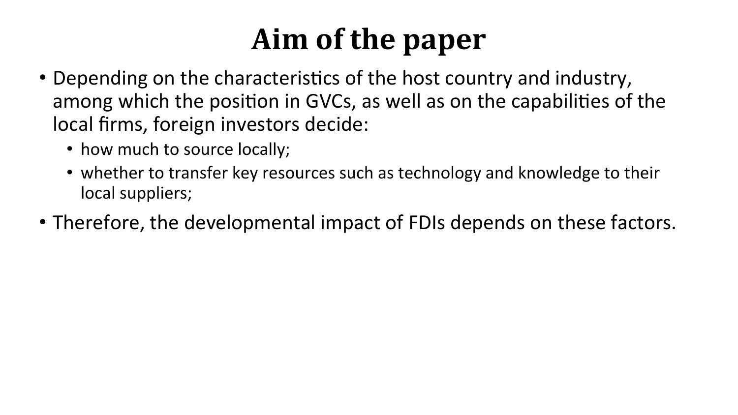# Aim of the paper

- Depending on the characteristics of the host country and industry, among which the position in GVCs, as well as on the capabilities of the local firms, foreign investors decide:
  - how much to source locally;
  - whether to transfer key resources such as technology and knowledge to their local suppliers;
- Therefore, the developmental impact of FDIs depends on these factors.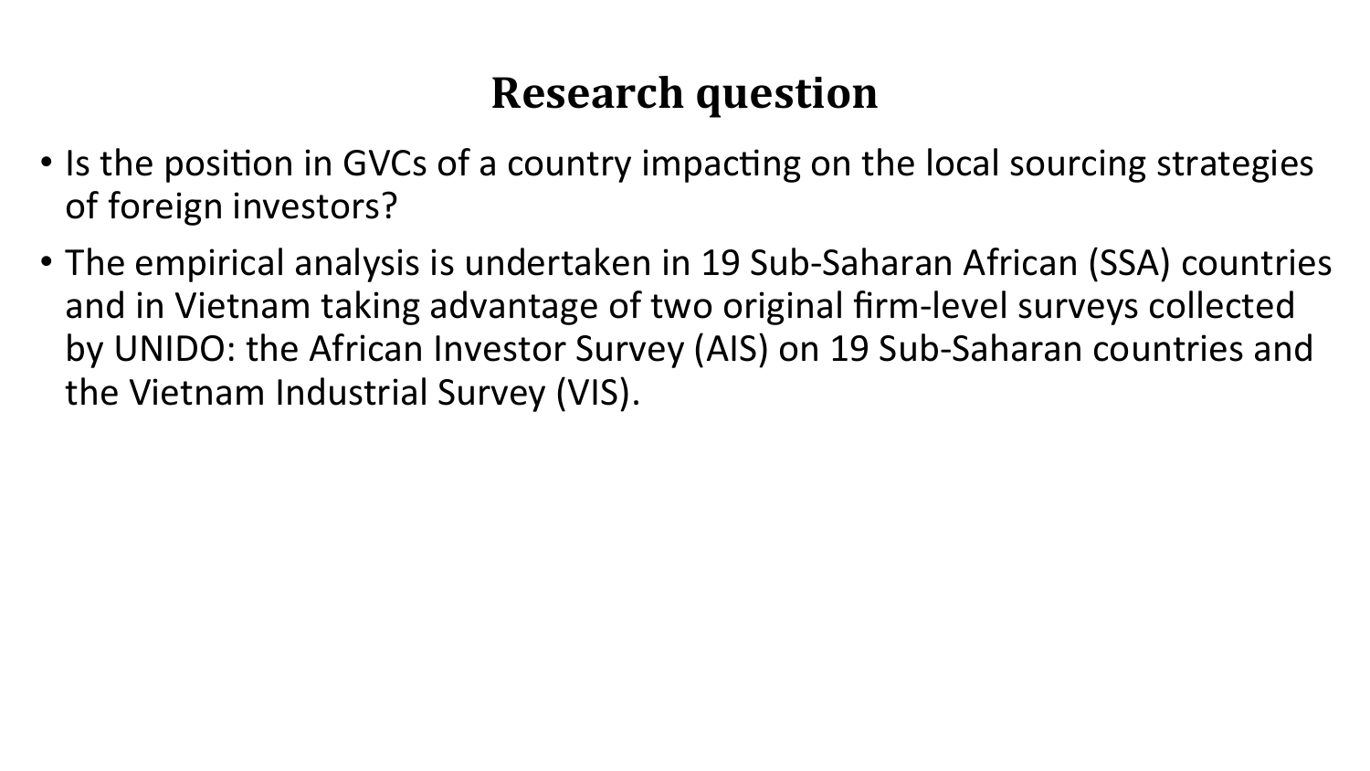# Research question

- Is the position in GVCs of a country impacting on the local sourcing strategies of foreign investors?
- The empirical analysis is undertaken in 19 Sub-Saharan African (SSA) countries and in Vietnam taking advantage of two original firm-level surveys collected by UNIDO: the African Investor Survey (AIS) on 19 Sub-Saharan countries and the Vietnam Industrial Survey (VIS).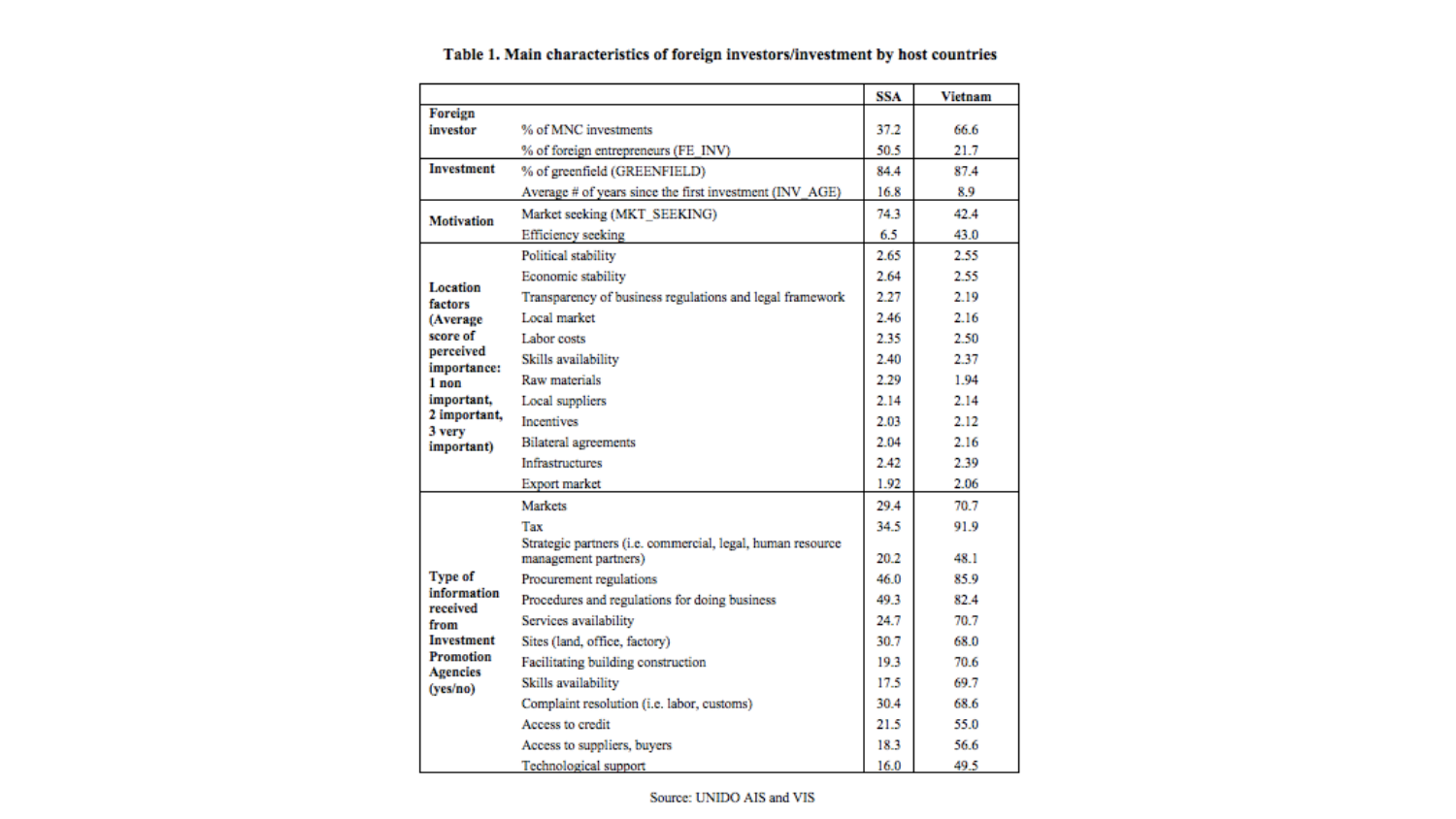**Table 1. Main characteristics of foreign investors/investment by host countries**

| | | SSA | Vietnam |
|---|---|---|---|
| Foreign investor | % of MNC investments | 37.2 | 66.6 |
| | % of foreign entrepreneurs (FE_INV) | 50.5 | 21.7 |
| Investment | % of greenfield (GREENFIELD) | 84.4 | 87.4 |
| | Average # of years since the first investment (INV_AGE) | 16.8 | 8.9 |
| Motivation | Market seeking (MKT_SEEKING) | 74.3 | 42.4 |
| | Efficiency seeking | 6.5 | 43.0 |
| Location factors (Average score of perceived importance: 1 non important, 2 important, 3 very important) | Political stability | 2.65 | 2.55 |
| | Economic stability | 2.64 | 2.55 |
| | Transparency of business regulations and legal framework | 2.27 | 2.19 |
| | Local market | 2.46 | 2.16 |
| | Labor costs | 2.35 | 2.50 |
| | Skills availability | 2.40 | 2.37 |
| | Raw materials | 2.29 | 1.94 |
| | Local suppliers | 2.14 | 2.14 |
| | Incentives | 2.03 | 2.12 |
| | Bilateral agreements | 2.04 | 2.16 |
| | Infrastructures | 2.42 | 2.39 |
| | Export market | 1.92 | 2.06 |
| Type of information received from Investment Promotion Agencies (yes/no) | Markets | 29.4 | 70.7 |
| | Tax | 34.5 | 91.9 |
| | Strategic partners (i.e. commercial, legal, human resource management partners) | 20.2 | 48.1 |
| | Procurement regulations | 46.0 | 85.9 |
| | Procedures and regulations for doing business | 49.3 | 82.4 |
| | Services availability | 24.7 | 70.7 |
| | Sites (land, office, factory) | 30.7 | 68.0 |
| | Facilitating building construction | 19.3 | 70.6 |
| | Skills availability | 17.5 | 69.7 |
| | Complaint resolution (i.e. labor, customs) | 30.4 | 68.6 |
| | Access to credit | 21.5 | 55.0 |
| | Access to suppliers, buyers | 18.3 | 56.6 |
| | Technological support | 16.0 | 49.5 |

Source: UNIDO AIS and VIS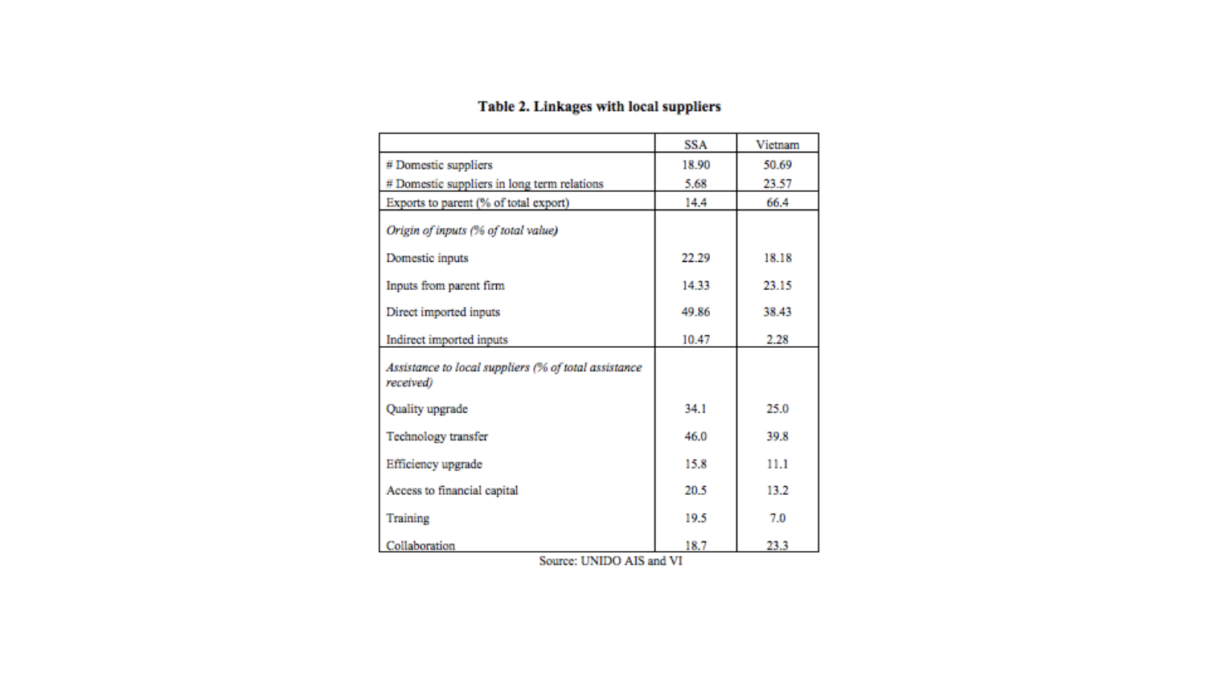**Table 2. Linkages with local suppliers**

| | SSA | Vietnam |
|---|---|---|
| # Domestic suppliers | 18.90 | 50.69 |
| # Domestic suppliers in long term relations | 5.68 | 23.57 |
| Exports to parent (% of total export) | 14.4 | 66.4 |
| *Origin of inputs (% of total value)* | | |
| Domestic inputs | 22.29 | 18.18 |
| Inputs from parent firm | 14.33 | 23.15 |
| Direct imported inputs | 49.86 | 38.43 |
| Indirect imported inputs | 10.47 | 2.28 |
| *Assistance to local suppliers (% of total assistance received)* | | |
| Quality upgrade | 34.1 | 25.0 |
| Technology transfer | 46.0 | 39.8 |
| Efficiency upgrade | 15.8 | 11.1 |
| Access to financial capital | 20.5 | 13.2 |
| Training | 19.5 | 7.0 |
| Collaboration | 18.7 | 23.3 |

Source: UNIDO AIS and VI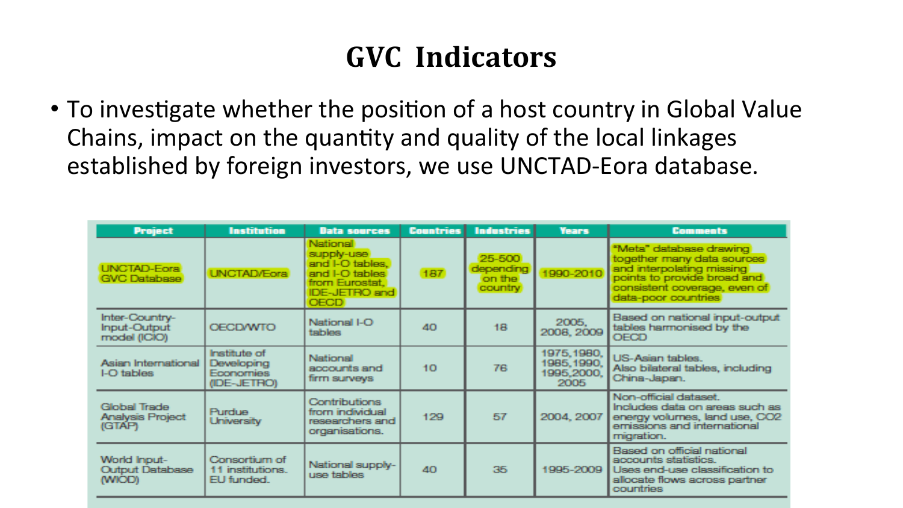# GVC Indicators

- To investigate whether the position of a host country in Global Value Chains, impact on the quantity and quality of the local linkages established by foreign investors, we use UNCTAD-Eora database.

| Project | Institution | Data sources | Countries | Industries | Years | Comments |
|---|---|---|---|---|---|---|
| UNCTAD-Eora GVC Database | UNCTAD/Eora | National supply-use and I-O tables, and I-O tables from Eurostat, IDE-JETRO and OECD | 187 | 25-500 depending on the country | 1990-2010 | "Meta" database drawing together many data sources and interpolating missing points to provide broad and consistent coverage, even of data-poor countries |
| Inter-Country-Input-Output model (ICIO) | OECD/WTO | National I-O tables | 40 | 18 | 2005, 2008, 2009 | Based on national input-output tables harmonised by the OECD |
| Asian International I-O tables | Institute of Developing Economies (IDE-JETRO) | National accounts and firm surveys | 10 | 76 | 1975,1980, 1985,1990, 1995,2000, 2005 | US-Asian tables. Also bilateral tables, including China-Japan. |
| Global Trade Analysis Project (GTAP) | Purdue University | Contributions from individual researchers and organisations. | 129 | 57 | 2004, 2007 | Non-official dataset. Includes data on areas such as energy volumes, land use, CO2 emissions and international migration. |
| World Input-Output Database (WIOD) | Consortium of 11 institutions. EU funded. | National supply-use tables | 40 | 35 | 1995-2009 | Based on official national accounts statistics. Uses end-use classification to allocate flows across partner countries |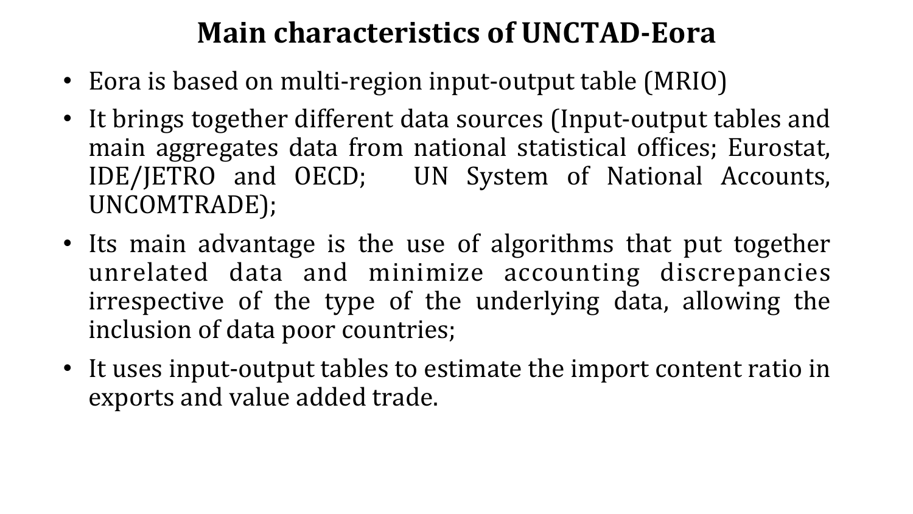# Main characteristics of UNCTAD-Eora

- Eora is based on multi-region input-output table (MRIO)
- It brings together different data sources (Input-output tables and main aggregates data from national statistical offices; Eurostat, IDE/JETRO and OECD; UN System of National Accounts, UNCOMTRADE);
- Its main advantage is the use of algorithms that put together unrelated data and minimize accounting discrepancies irrespective of the type of the underlying data, allowing the inclusion of data poor countries;
- It uses input-output tables to estimate the import content ratio in exports and value added trade.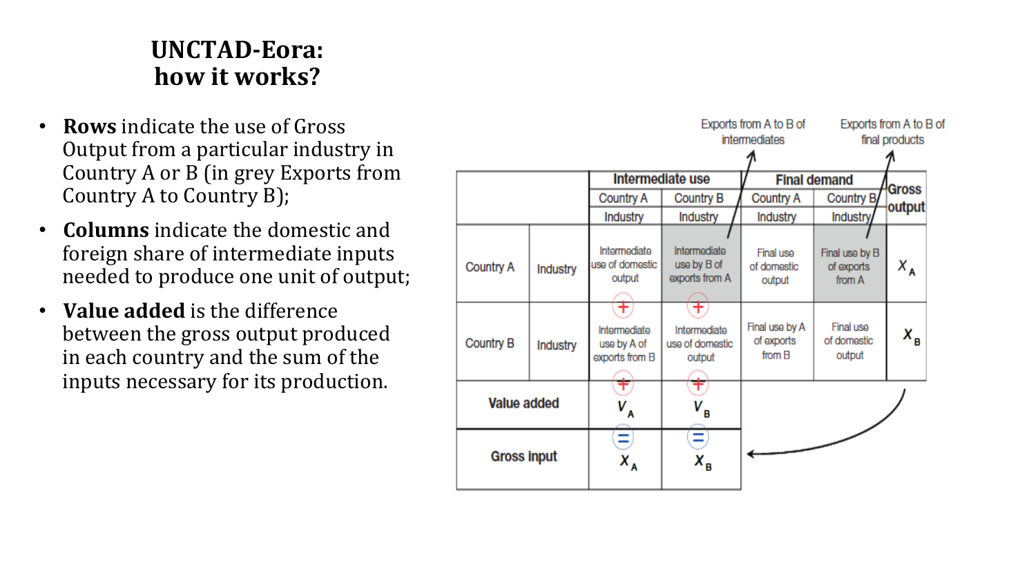# UNCTAD-Eora: how it works?

- **Rows** indicate the use of Gross Output from a particular industry in Country A or B (in grey Exports from Country A to Country B);
- **Columns** indicate the domestic and foreign share of intermediate inputs needed to produce one unit of output;
- **Value added** is the difference between the gross output produced in each country and the sum of the inputs necessary for its production.

Exports from A to B of intermediates | Exports from A to B of final products

| | | Intermediate use | | Final demand | | Gross output |
|---|---|---|---|---|---|---|
| | | Country A | Country B | Country A | Country B | |
| | | Industry | Industry | Industry | Industry | |
| Country A | Industry | Intermediate use of domestic output | Intermediate use by B of exports from A | Final use of domestic output | Final use by B of exports from A | $X_A$ |
| | | + | + | | | |
| Country B | Industry | Intermediate use by A of exports from B | Intermediate use of domestic output | Final use by A of exports from B | Final use of domestic output | $X_B$ |
| | | + | + | | | |
| Value added | | $V_A$ | $V_B$ | | | |
| | | = | = | | | |
| Gross input | | $X_A$ | $X_B$ | | | |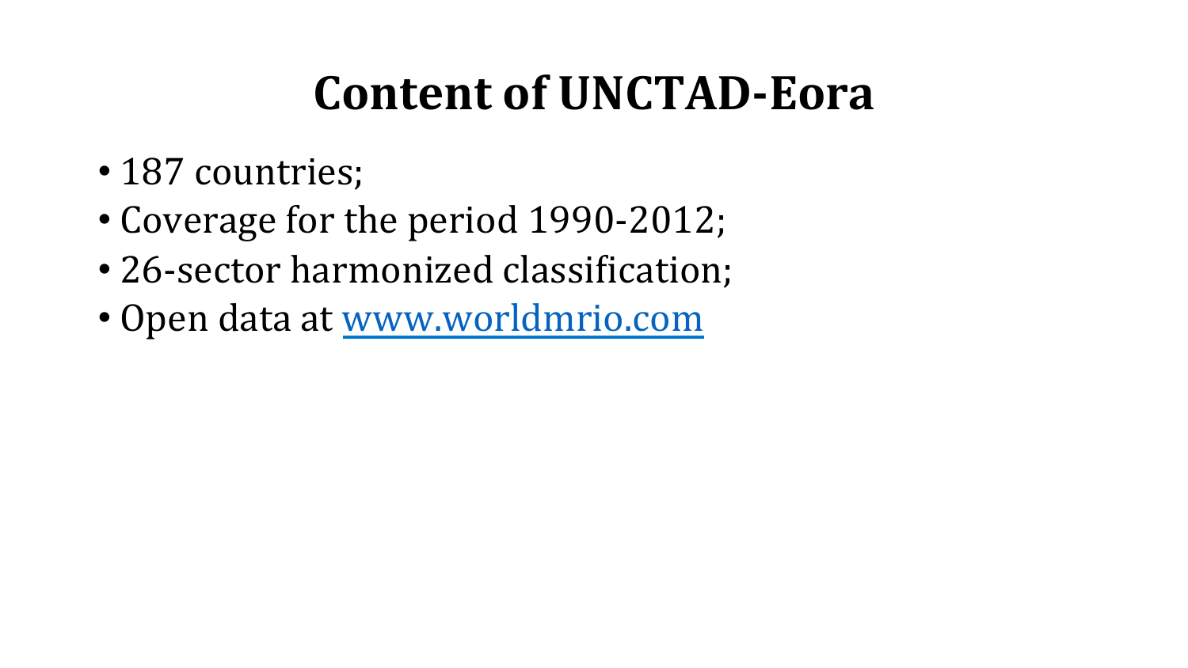# Content of UNCTAD-Eora

- 187 countries;
- Coverage for the period 1990-2012;
- 26-sector harmonized classification;
- Open data at [www.worldmrio.com](http://www.worldmrio.com)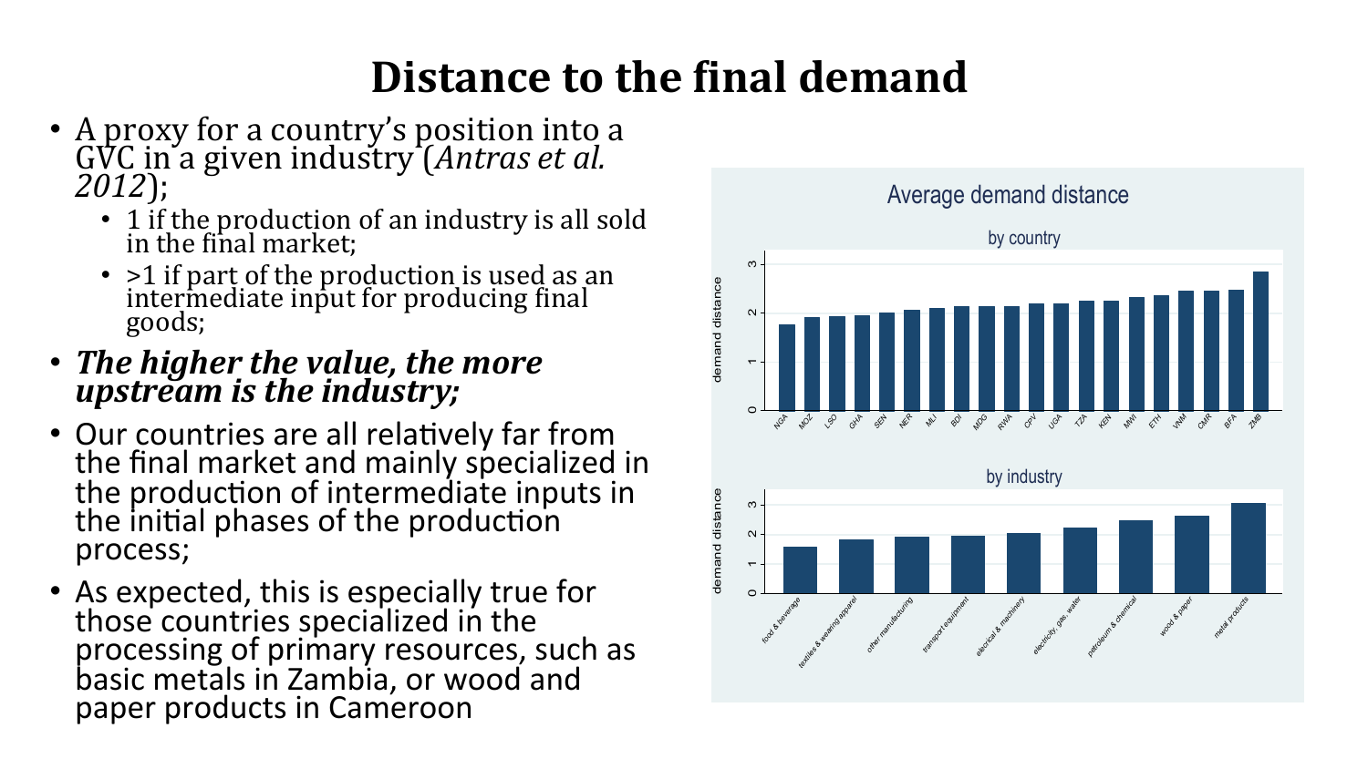# Distance to the final demand

- A proxy for a country's position into a GVC in a given industry (*Antras et al. 2012*);
  - 1 if the production of an industry is all sold in the final market;
  - >1 if part of the production is used as an intermediate input for producing final goods;
- ***The higher the value, the more upstream is the industry;***
- Our countries are all relatively far from the final market and mainly specialized in the production of intermediate inputs in the initial phases of the production process;
- As expected, this is especially true for those countries specialized in the processing of primary resources, such as basic metals in Zambia, or wood and paper products in Cameroon

Average demand distance

by country

by industry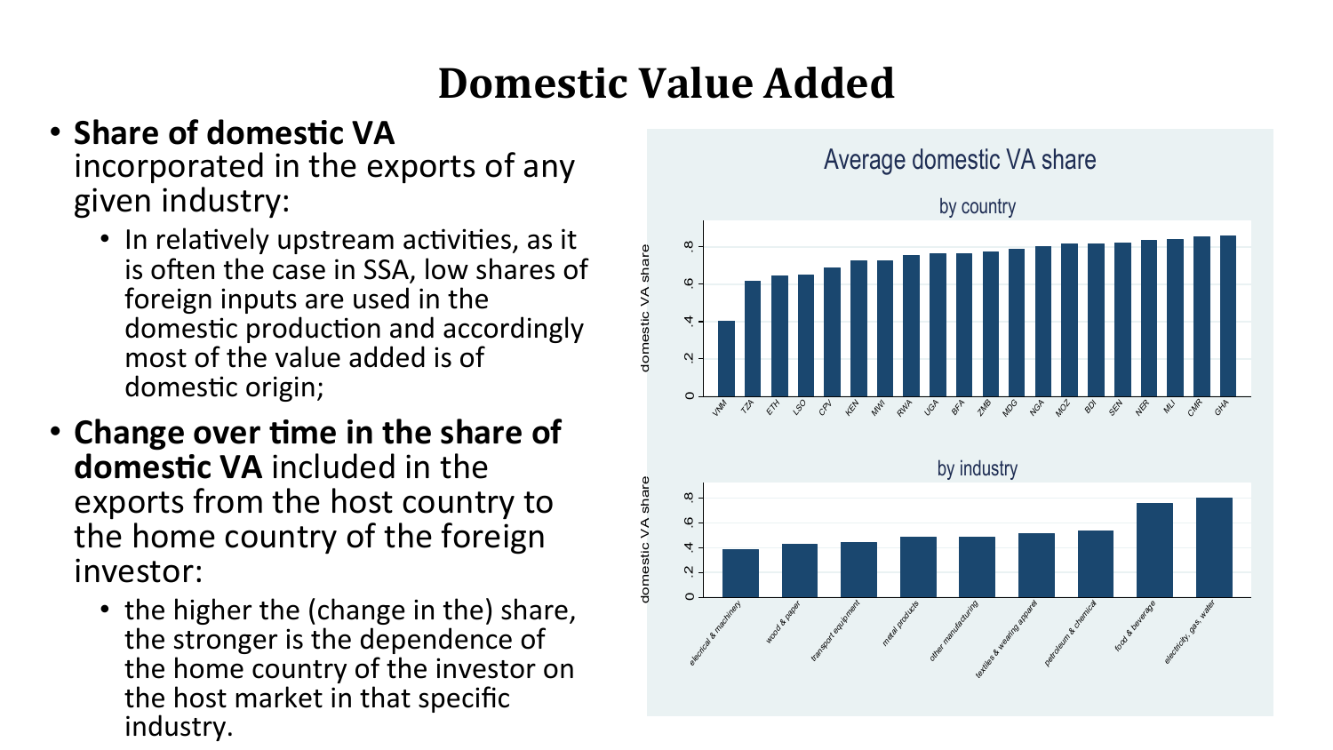# Domestic Value Added

- **Share of domestic VA** incorporated in the exports of any given industry:
  - In relatively upstream activities, as it is often the case in SSA, low shares of foreign inputs are used in the domestic production and accordingly most of the value added is of domestic origin;
- **Change over time in the share of domestic VA** included in the exports from the host country to the home country of the foreign investor:
  - the higher the (change in the) share, the stronger is the dependence of the home country of the investor on the host market in that specific industry.

Average domestic VA share

by country

by industry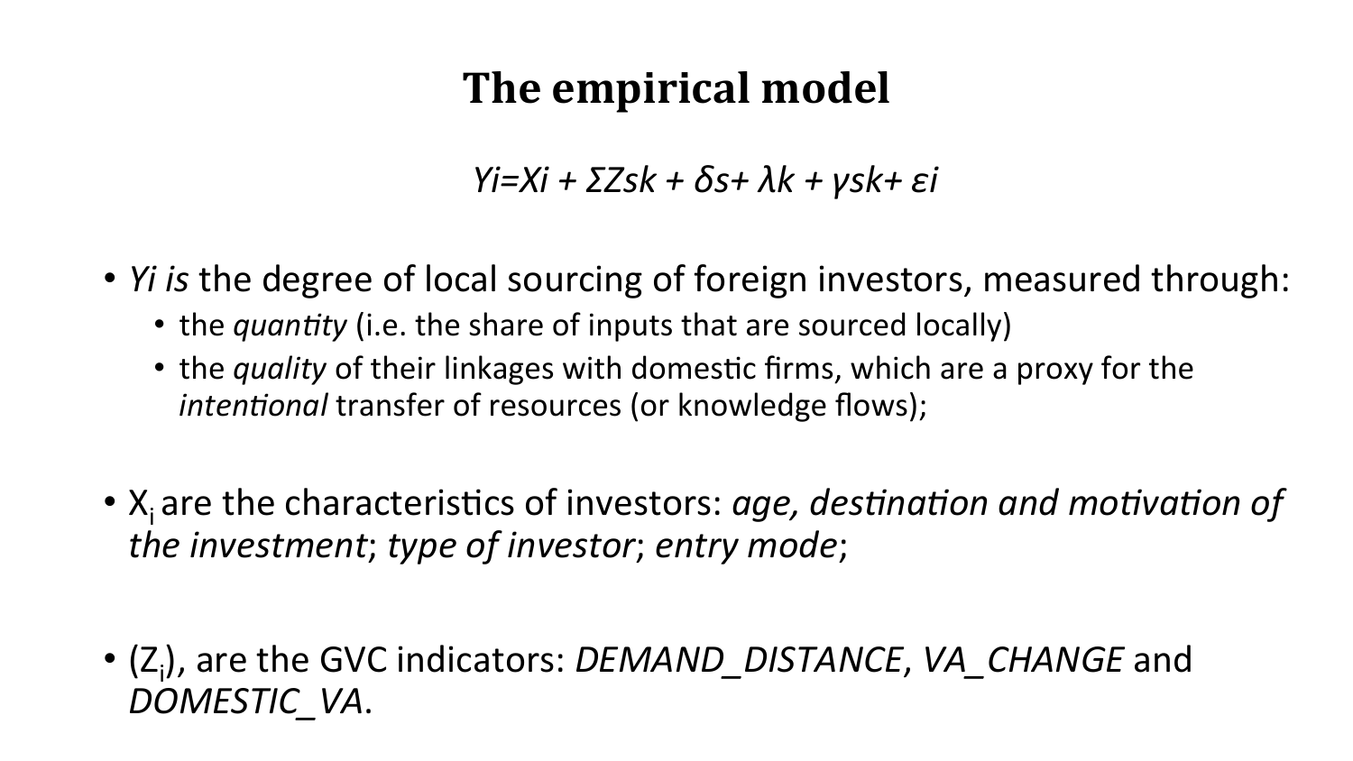# The empirical model

$$Yi=Xi + \Sigma Zsk + \delta s+ \lambda k + \gamma sk+ \varepsilon i$$

- *Yi is* the degree of local sourcing of foreign investors, measured through:
  - the *quantity* (i.e. the share of inputs that are sourced locally)
  - the *quality* of their linkages with domestic firms, which are a proxy for the *intentional* transfer of resources (or knowledge flows);

- $X_i$ are the characteristics of investors: *age, destination and motivation of the investment*; *type of investor*; *entry mode*;

- ($Z_i$), are the GVC indicators: *DEMAND_DISTANCE*, *VA_CHANGE* and *DOMESTIC_VA*.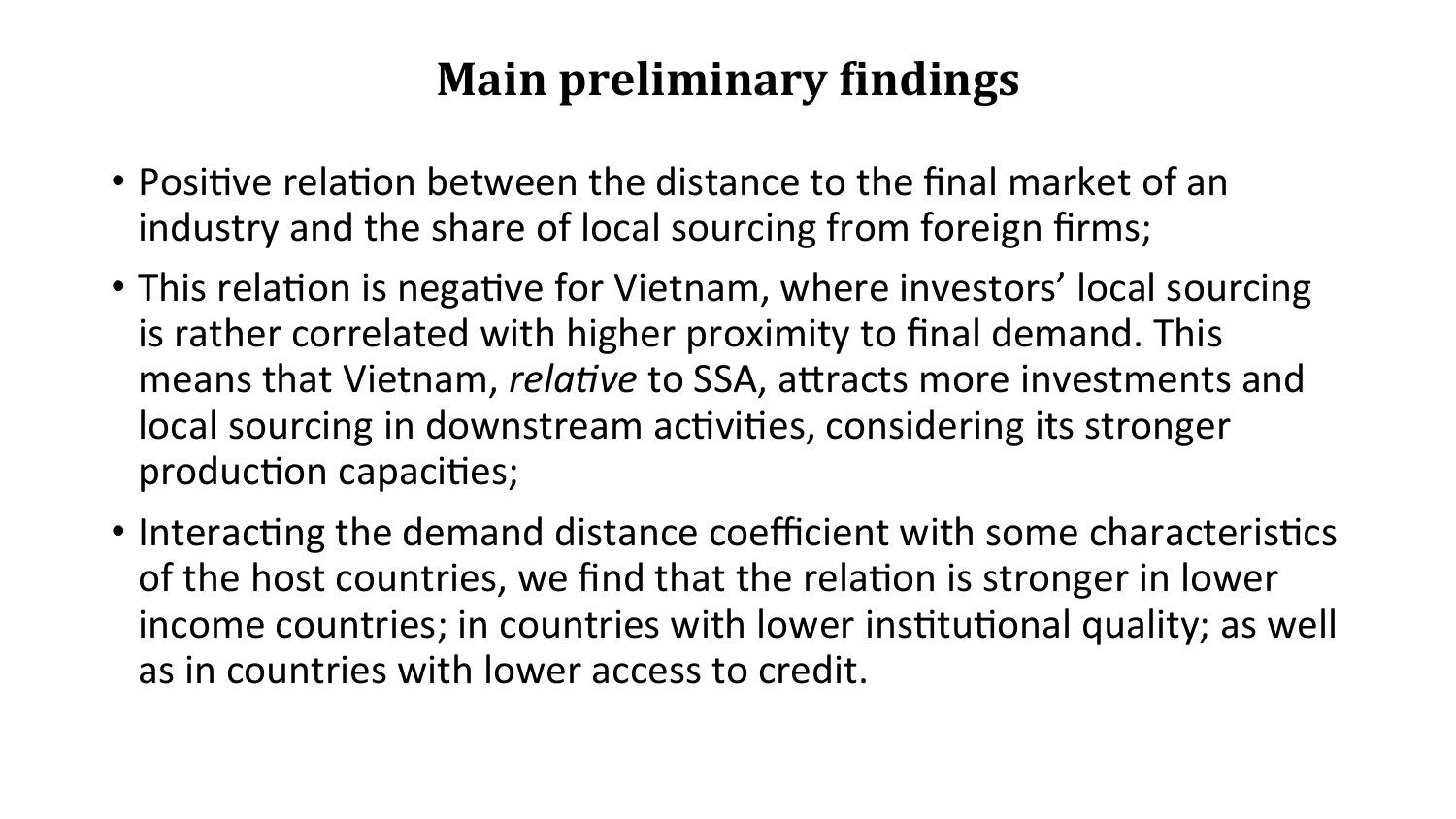# Main preliminary findings

- Positive relation between the distance to the final market of an industry and the share of local sourcing from foreign firms;
- This relation is negative for Vietnam, where investors' local sourcing is rather correlated with higher proximity to final demand. This means that Vietnam, *relative* to SSA, attracts more investments and local sourcing in downstream activities, considering its stronger production capacities;
- Interacting the demand distance coefficient with some characteristics of the host countries, we find that the relation is stronger in lower income countries; in countries with lower institutional quality; as well as in countries with lower access to credit.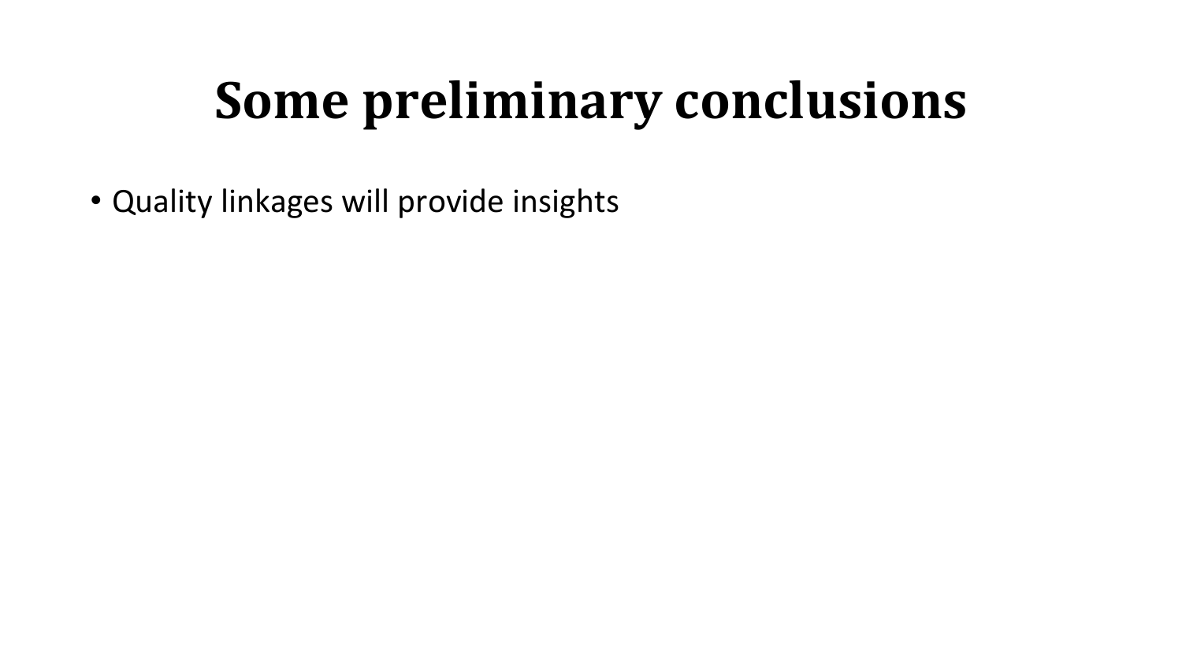# Some preliminary conclusions

- Quality linkages will provide insights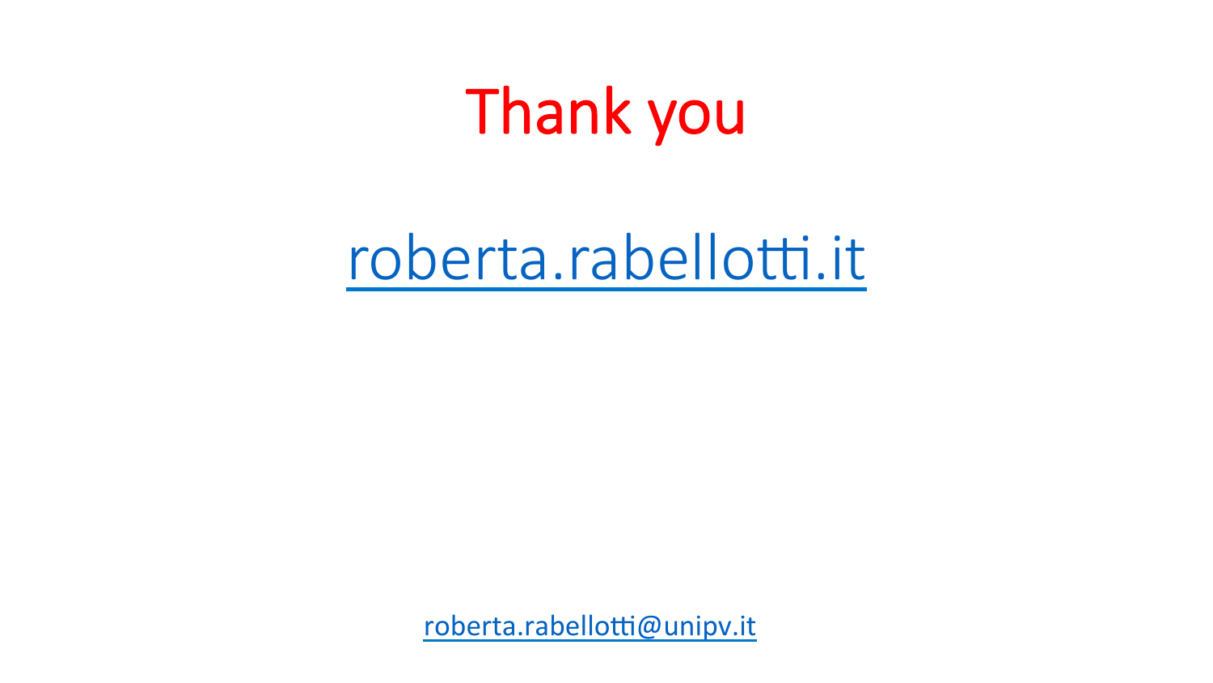# Thank you

[roberta.rabellotti.it](roberta.rabellotti.it)

[roberta.rabellotti@unipv.it](mailto:roberta.rabellotti@unipv.it)